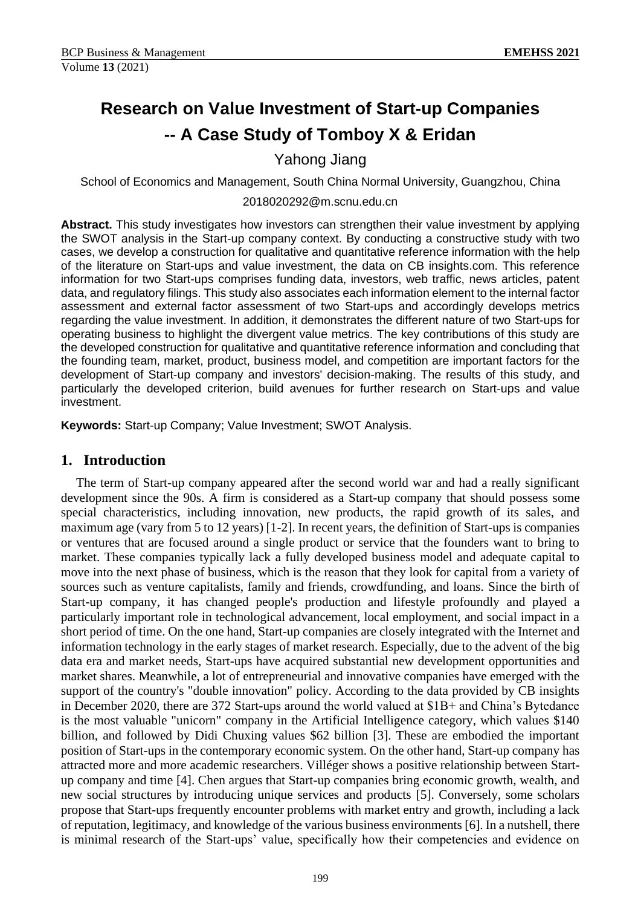# Research on Value Investment of Start-up Companies -- A Case Study of Tomboy X & Eridan

Yahong Jiang

School of Economics and Management, South China Normal University, Guangzhou, China

2018020292@m.scnu.edu.cn

**Abstract.** This study investigates how investors can strengthen their value investment by applying the SWOT analysis in the Start-up company context. By conducting a constructive study with two cases, we develop a construction for qualitative and quantitative reference information with the help of the literature on Start-ups and value investment, the data on CB insights.com. This reference information for two Start-ups comprises funding data, investors, web traffic, news articles, patent data, and regulatory filings. This study also associates each information element to the internal factor assessment and external factor assessment of two Start-ups and accordingly develops metrics regarding the value investment. In addition, it demonstrates the different nature of two Start-ups for operating business to highlight the divergent value metrics. The key contributions of this study are the developed construction for qualitative and quantitative reference information and concluding that the founding team, market, product, business model, and competition are important factors for the development of Start-up company and investors' decision-making. The results of this study, and particularly the developed criterion, build avenues for further research on Start-ups and value investment.

**Keywords:** Start-up Company; Value Investment; SWOT Analysis.

## 1. Introduction

The term of Start-up company appeared after the second world war and had a really significant development since the 90s. A firm is considered as a Start-up company that should possess some special characteristics, including innovation, new products, the rapid growth of its sales, and maximum age (vary from 5 to 12 years) [1-2]. In recent years, the definition of Start-ups is companies or ventures that are focused around a single product or service that the founders want to bring to market. These companies typically lack a fully developed business model and adequate capital to move into the next phase of business, which is the reason that they look for capital from a variety of sources such as venture capitalists, family and friends, crowdfunding, and loans. Since the birth of Start-up company, it has changed people's production and lifestyle profoundly and played a particularly important role in technological advancement, local employment, and social impact in a short period of time. On the one hand, Start-up companies are closely integrated with the Internet and information technology in the early stages of market research. Especially, due to the advent of the big data era and market needs, Start-ups have acquired substantial new development opportunities and market shares. Meanwhile, a lot of entrepreneurial and innovative companies have emerged with the support of the country's "double innovation" policy. According to the data provided by CB insights in December 2020, there are 372 Start-ups around the world valued at $1B+ and China's Bytedance is the most valuable "unicorn" company in the Artificial Intelligence category, which values $140 billion, and followed by Didi Chuxing values $62 billion [3]. These are embodied the important position of Start-ups in the contemporary economic system. On the other hand, Start-up company has attracted more and more academic researchers. Villéger shows a positive relationship between Start-up company and time [4]. Chen argues that Start-up companies bring economic growth, wealth, and new social structures by introducing unique services and products [5]. Conversely, some scholars propose that Start-ups frequently encounter problems with market entry and growth, including a lack of reputation, legitimacy, and knowledge of the various business environments [6]. In a nutshell, there is minimal research of the Start-ups' value, specifically how their competencies and evidence on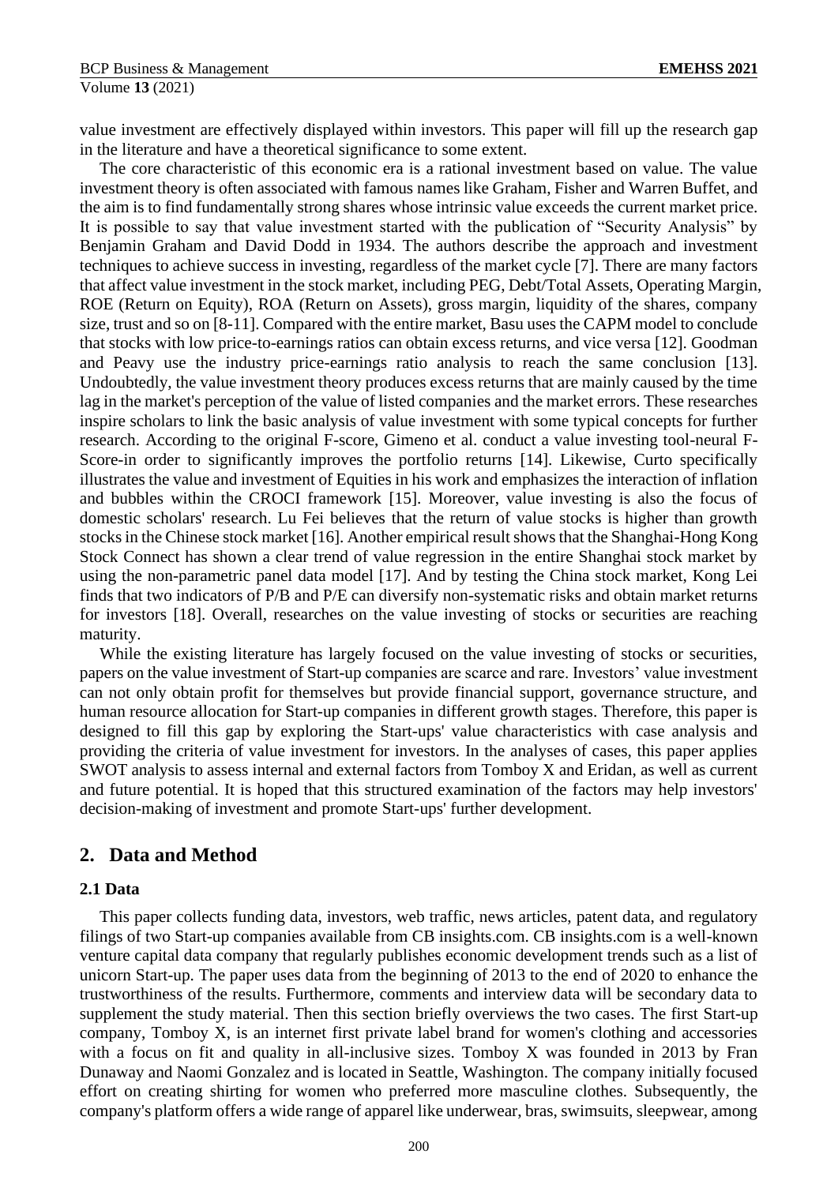value investment are effectively displayed within investors. This paper will fill up the research gap in the literature and have a theoretical significance to some extent.

The core characteristic of this economic era is a rational investment based on value. The value investment theory is often associated with famous names like Graham, Fisher and Warren Buffet, and the aim is to find fundamentally strong shares whose intrinsic value exceeds the current market price. It is possible to say that value investment started with the publication of "Security Analysis" by Benjamin Graham and David Dodd in 1934. The authors describe the approach and investment techniques to achieve success in investing, regardless of the market cycle [7]. There are many factors that affect value investment in the stock market, including PEG, Debt/Total Assets, Operating Margin, ROE (Return on Equity), ROA (Return on Assets), gross margin, liquidity of the shares, company size, trust and so on [8-11]. Compared with the entire market, Basu uses the CAPM model to conclude that stocks with low price-to-earnings ratios can obtain excess returns, and vice versa [12]. Goodman and Peavy use the industry price-earnings ratio analysis to reach the same conclusion [13]. Undoubtedly, the value investment theory produces excess returns that are mainly caused by the time lag in the market's perception of the value of listed companies and the market errors. These researches inspire scholars to link the basic analysis of value investment with some typical concepts for further research. According to the original F-score, Gimeno et al. conduct a value investing tool-neural F-Score-in order to significantly improves the portfolio returns [14]. Likewise, Curto specifically illustrates the value and investment of Equities in his work and emphasizes the interaction of inflation and bubbles within the CROCI framework [15]. Moreover, value investing is also the focus of domestic scholars' research. Lu Fei believes that the return of value stocks is higher than growth stocks in the Chinese stock market [16]. Another empirical result shows that the Shanghai-Hong Kong Stock Connect has shown a clear trend of value regression in the entire Shanghai stock market by using the non-parametric panel data model [17]. And by testing the China stock market, Kong Lei finds that two indicators of P/B and P/E can diversify non-systematic risks and obtain market returns for investors [18]. Overall, researches on the value investing of stocks or securities are reaching maturity.

While the existing literature has largely focused on the value investing of stocks or securities, papers on the value investment of Start-up companies are scarce and rare. Investors' value investment can not only obtain profit for themselves but provide financial support, governance structure, and human resource allocation for Start-up companies in different growth stages. Therefore, this paper is designed to fill this gap by exploring the Start-ups' value characteristics with case analysis and providing the criteria of value investment for investors. In the analyses of cases, this paper applies SWOT analysis to assess internal and external factors from Tomboy X and Eridan, as well as current and future potential. It is hoped that this structured examination of the factors may help investors' decision-making of investment and promote Start-ups' further development.

## 2. Data and Method

### 2.1 Data

This paper collects funding data, investors, web traffic, news articles, patent data, and regulatory filings of two Start-up companies available from CB insights.com. CB insights.com is a well-known venture capital data company that regularly publishes economic development trends such as a list of unicorn Start-up. The paper uses data from the beginning of 2013 to the end of 2020 to enhance the trustworthiness of the results. Furthermore, comments and interview data will be secondary data to supplement the study material. Then this section briefly overviews the two cases. The first Start-up company, Tomboy X, is an internet first private label brand for women's clothing and accessories with a focus on fit and quality in all-inclusive sizes. Tomboy X was founded in 2013 by Fran Dunaway and Naomi Gonzalez and is located in Seattle, Washington. The company initially focused effort on creating shirting for women who preferred more masculine clothes. Subsequently, the company's platform offers a wide range of apparel like underwear, bras, swimsuits, sleepwear, among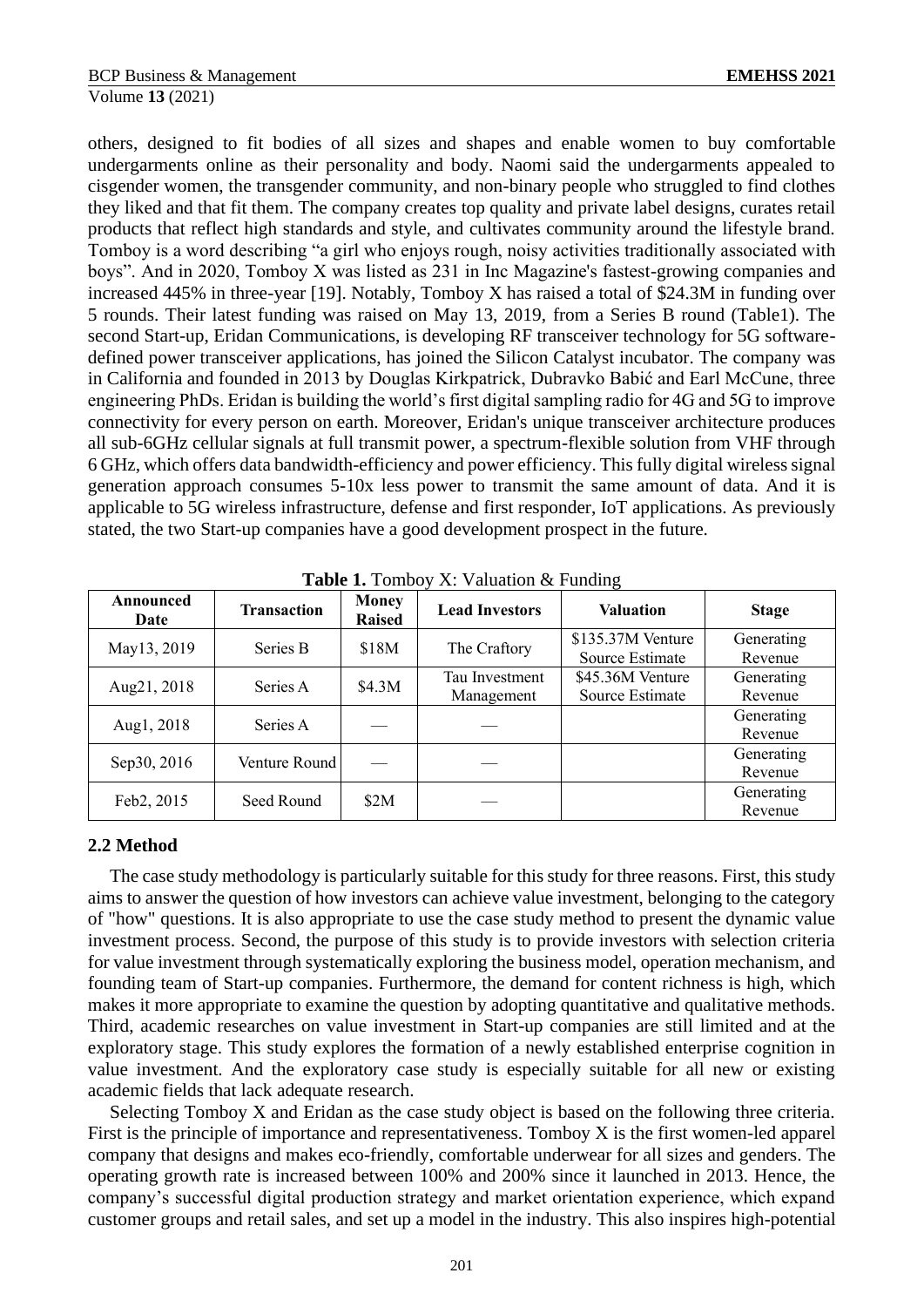others, designed to fit bodies of all sizes and shapes and enable women to buy comfortable undergarments online as their personality and body. Naomi said the undergarments appealed to cisgender women, the transgender community, and non-binary people who struggled to find clothes they liked and that fit them. The company creates top quality and private label designs, curates retail products that reflect high standards and style, and cultivates community around the lifestyle brand. Tomboy is a word describing “a girl who enjoys rough, noisy activities traditionally associated with boys”. And in 2020, Tomboy X was listed as 231 in Inc Magazine's fastest-growing companies and increased 445% in three-year [19]. Notably, Tomboy X has raised a total of $24.3M in funding over 5 rounds. Their latest funding was raised on May 13, 2019, from a Series B round (Table1). The second Start-up, Eridan Communications, is developing RF transceiver technology for 5G software-defined power transceiver applications, has joined the Silicon Catalyst incubator. The company was in California and founded in 2013 by Douglas Kirkpatrick, Dubravko Babić and Earl McCune, three engineering PhDs. Eridan is building the world’s first digital sampling radio for 4G and 5G to improve connectivity for every person on earth. Moreover, Eridan's unique transceiver architecture produces all sub-6GHz cellular signals at full transmit power, a spectrum-flexible solution from VHF through 6 GHz, which offers data bandwidth-efficiency and power efficiency. This fully digital wireless signal generation approach consumes 5-10x less power to transmit the same amount of data. And it is applicable to 5G wireless infrastructure, defense and first responder, IoT applications. As previously stated, the two Start-up companies have a good development prospect in the future.

**Table 1.** Tomboy X: Valuation & Funding

| Announced Date | Transaction | Money Raised | Lead Investors | Valuation | Stage |
|---|---|---|---|---|---|
| May13, 2019 | Series B | $18M | The Craftory | $135.37M Venture Source Estimate | Generating Revenue |
| Aug21, 2018 | Series A | $4.3M | Tau Investment Management | $45.36M Venture Source Estimate | Generating Revenue |
| Aug1, 2018 | Series A | — | — | | Generating Revenue |
| Sep30, 2016 | Venture Round | — | — | | Generating Revenue |
| Feb2, 2015 | Seed Round | $2M | — | | Generating Revenue |

## 2.2 Method

The case study methodology is particularly suitable for this study for three reasons. First, this study aims to answer the question of how investors can achieve value investment, belonging to the category of "how" questions. It is also appropriate to use the case study method to present the dynamic value investment process. Second, the purpose of this study is to provide investors with selection criteria for value investment through systematically exploring the business model, operation mechanism, and founding team of Start-up companies. Furthermore, the demand for content richness is high, which makes it more appropriate to examine the question by adopting quantitative and qualitative methods. Third, academic researches on value investment in Start-up companies are still limited and at the exploratory stage. This study explores the formation of a newly established enterprise cognition in value investment. And the exploratory case study is especially suitable for all new or existing academic fields that lack adequate research.

Selecting Tomboy X and Eridan as the case study object is based on the following three criteria. First is the principle of importance and representativeness. Tomboy X is the first women-led apparel company that designs and makes eco-friendly, comfortable underwear for all sizes and genders. The operating growth rate is increased between 100% and 200% since it launched in 2013. Hence, the company’s successful digital production strategy and market orientation experience, which expand customer groups and retail sales, and set up a model in the industry. This also inspires high-potential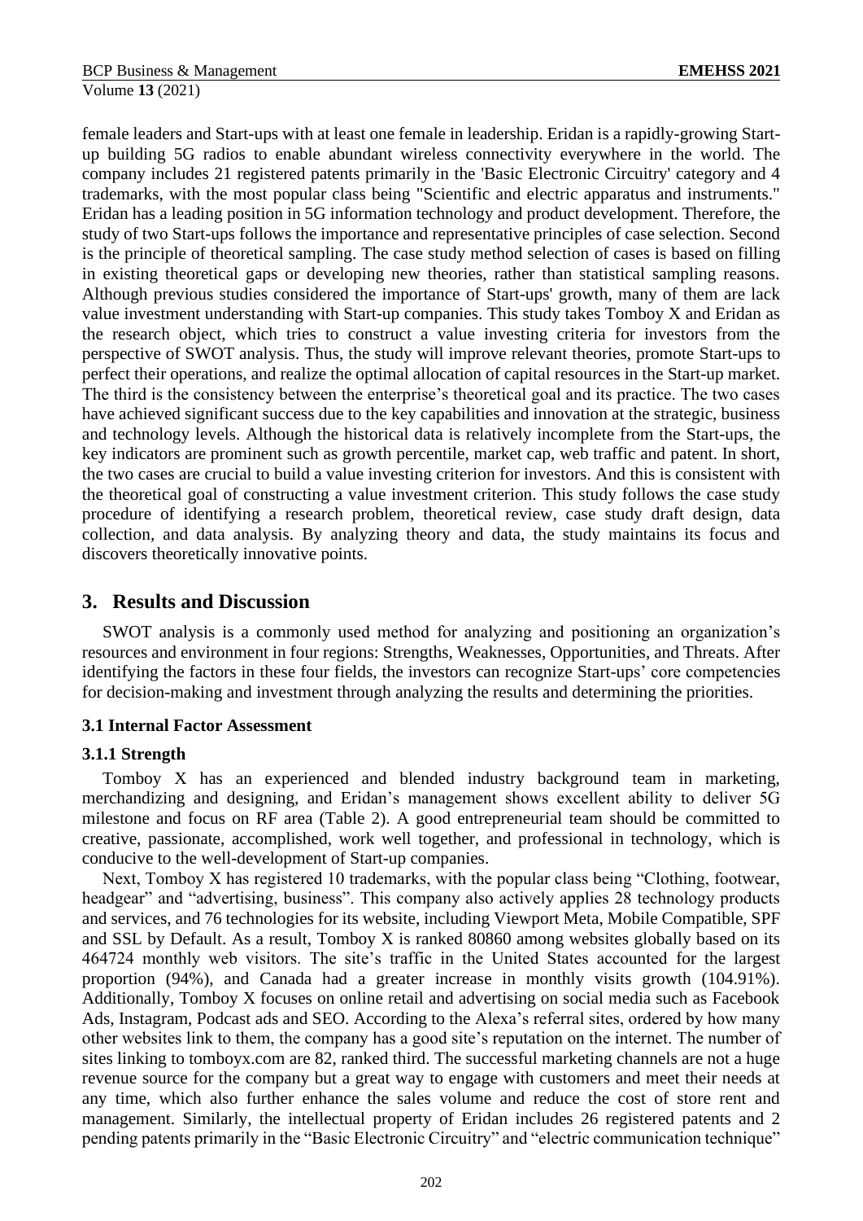female leaders and Start-ups with at least one female in leadership. Eridan is a rapidly-growing Start-up building 5G radios to enable abundant wireless connectivity everywhere in the world. The company includes 21 registered patents primarily in the 'Basic Electronic Circuitry' category and 4 trademarks, with the most popular class being "Scientific and electric apparatus and instruments." Eridan has a leading position in 5G information technology and product development. Therefore, the study of two Start-ups follows the importance and representative principles of case selection. Second is the principle of theoretical sampling. The case study method selection of cases is based on filling in existing theoretical gaps or developing new theories, rather than statistical sampling reasons. Although previous studies considered the importance of Start-ups' growth, many of them are lack value investment understanding with Start-up companies. This study takes Tomboy X and Eridan as the research object, which tries to construct a value investing criteria for investors from the perspective of SWOT analysis. Thus, the study will improve relevant theories, promote Start-ups to perfect their operations, and realize the optimal allocation of capital resources in the Start-up market. The third is the consistency between the enterprise's theoretical goal and its practice. The two cases have achieved significant success due to the key capabilities and innovation at the strategic, business and technology levels. Although the historical data is relatively incomplete from the Start-ups, the key indicators are prominent such as growth percentile, market cap, web traffic and patent. In short, the two cases are crucial to build a value investing criterion for investors. And this is consistent with the theoretical goal of constructing a value investment criterion. This study follows the case study procedure of identifying a research problem, theoretical review, case study draft design, data collection, and data analysis. By analyzing theory and data, the study maintains its focus and discovers theoretically innovative points.

## 3. Results and Discussion

SWOT analysis is a commonly used method for analyzing and positioning an organization's resources and environment in four regions: Strengths, Weaknesses, Opportunities, and Threats. After identifying the factors in these four fields, the investors can recognize Start-ups' core competencies for decision-making and investment through analyzing the results and determining the priorities.

### 3.1 Internal Factor Assessment

#### 3.1.1 Strength

Tomboy X has an experienced and blended industry background team in marketing, merchandizing and designing, and Eridan's management shows excellent ability to deliver 5G milestone and focus on RF area (Table 2). A good entrepreneurial team should be committed to creative, passionate, accomplished, work well together, and professional in technology, which is conducive to the well-development of Start-up companies.

Next, Tomboy X has registered 10 trademarks, with the popular class being "Clothing, footwear, headgear" and "advertising, business". This company also actively applies 28 technology products and services, and 76 technologies for its website, including Viewport Meta, Mobile Compatible, SPF and SSL by Default. As a result, Tomboy X is ranked 80860 among websites globally based on its 464724 monthly web visitors. The site's traffic in the United States accounted for the largest proportion (94%), and Canada had a greater increase in monthly visits growth (104.91%). Additionally, Tomboy X focuses on online retail and advertising on social media such as Facebook Ads, Instagram, Podcast ads and SEO. According to the Alexa's referral sites, ordered by how many other websites link to them, the company has a good site's reputation on the internet. The number of sites linking to tomboyx.com are 82, ranked third. The successful marketing channels are not a huge revenue source for the company but a great way to engage with customers and meet their needs at any time, which also further enhance the sales volume and reduce the cost of store rent and management. Similarly, the intellectual property of Eridan includes 26 registered patents and 2 pending patents primarily in the "Basic Electronic Circuitry" and "electric communication technique"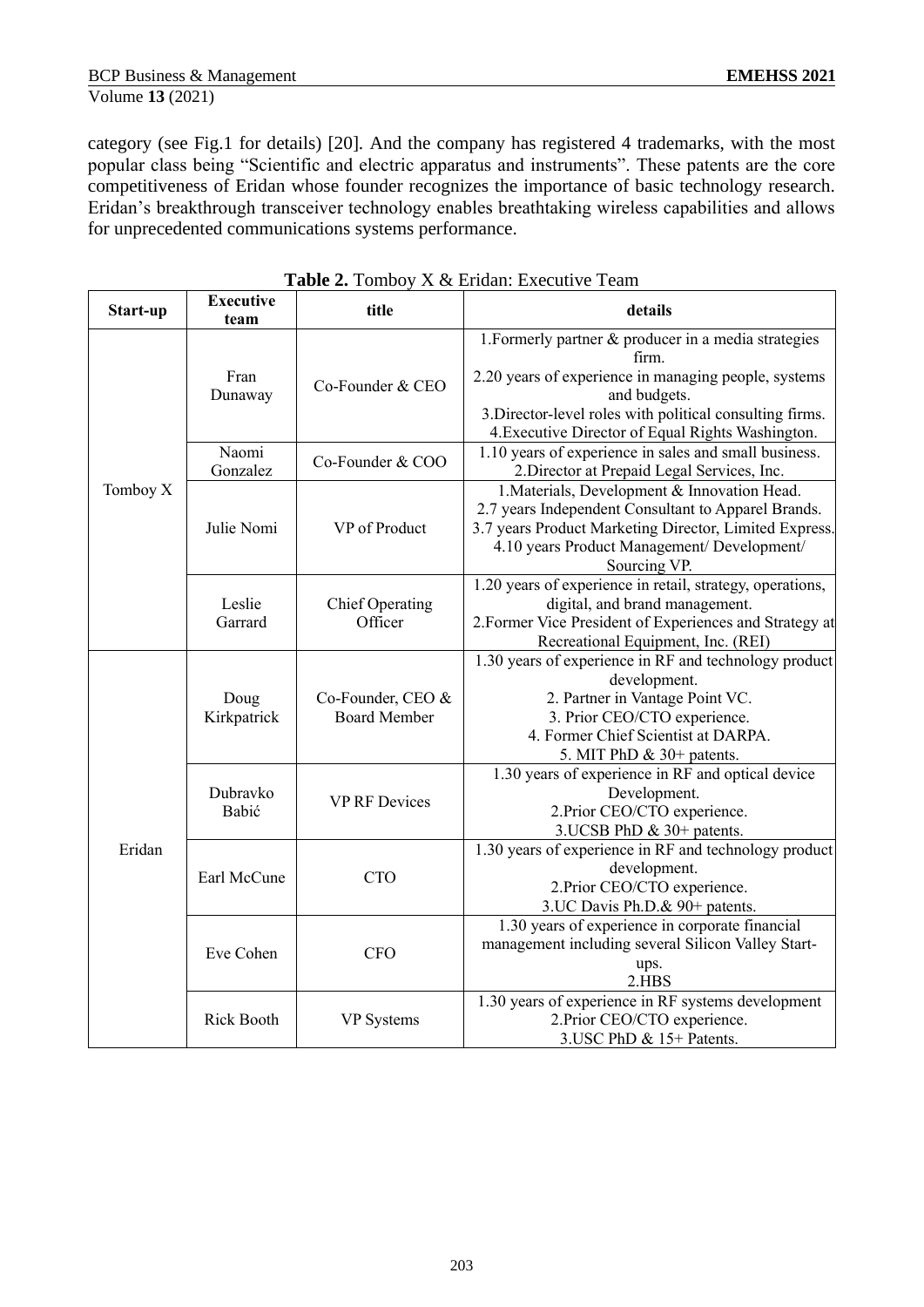category (see Fig.1 for details) [20]. And the company has registered 4 trademarks, with the most popular class being "Scientific and electric apparatus and instruments". These patents are the core competitiveness of Eridan whose founder recognizes the importance of basic technology research. Eridan's breakthrough transceiver technology enables breathtaking wireless capabilities and allows for unprecedented communications systems performance.

**Table 2.** Tomboy X & Eridan: Executive Team

| Start-up | Executive team | title | details |
|---|---|---|---|
| Tomboy X | Fran Dunaway | Co-Founder & CEO | 1.Formerly partner & producer in a media strategies firm. 2.20 years of experience in managing people, systems and budgets. 3.Director-level roles with political consulting firms. 4.Executive Director of Equal Rights Washington. |
| | Naomi Gonzalez | Co-Founder & COO | 1.10 years of experience in sales and small business. 2.Director at Prepaid Legal Services, Inc. |
| | Julie Nomi | VP of Product | 1.Materials, Development & Innovation Head. 2.7 years Independent Consultant to Apparel Brands. 3.7 years Product Marketing Director, Limited Express. 4.10 years Product Management/ Development/ Sourcing VP. |
| | Leslie Garrard | Chief Operating Officer | 1.20 years of experience in retail, strategy, operations, digital, and brand management. 2.Former Vice President of Experiences and Strategy at Recreational Equipment, Inc. (REI) |
| Eridan | Doug Kirkpatrick | Co-Founder, CEO & Board Member | 1.30 years of experience in RF and technology product development. 2. Partner in Vantage Point VC. 3. Prior CEO/CTO experience. 4. Former Chief Scientist at DARPA. 5. MIT PhD & 30+ patents. |
| | Dubravko Babić | VP RF Devices | 1.30 years of experience in RF and optical device Development. 2.Prior CEO/CTO experience. 3.UCSB PhD & 30+ patents. |
| | Earl McCune | CTO | 1.30 years of experience in RF and technology product development. 2.Prior CEO/CTO experience. 3.UC Davis Ph.D.& 90+ patents. |
| | Eve Cohen | CFO | 1.30 years of experience in corporate financial management including several Silicon Valley Start-ups. 2.HBS |
| | Rick Booth | VP Systems | 1.30 years of experience in RF systems development 2.Prior CEO/CTO experience. 3.USC PhD & 15+ Patents. |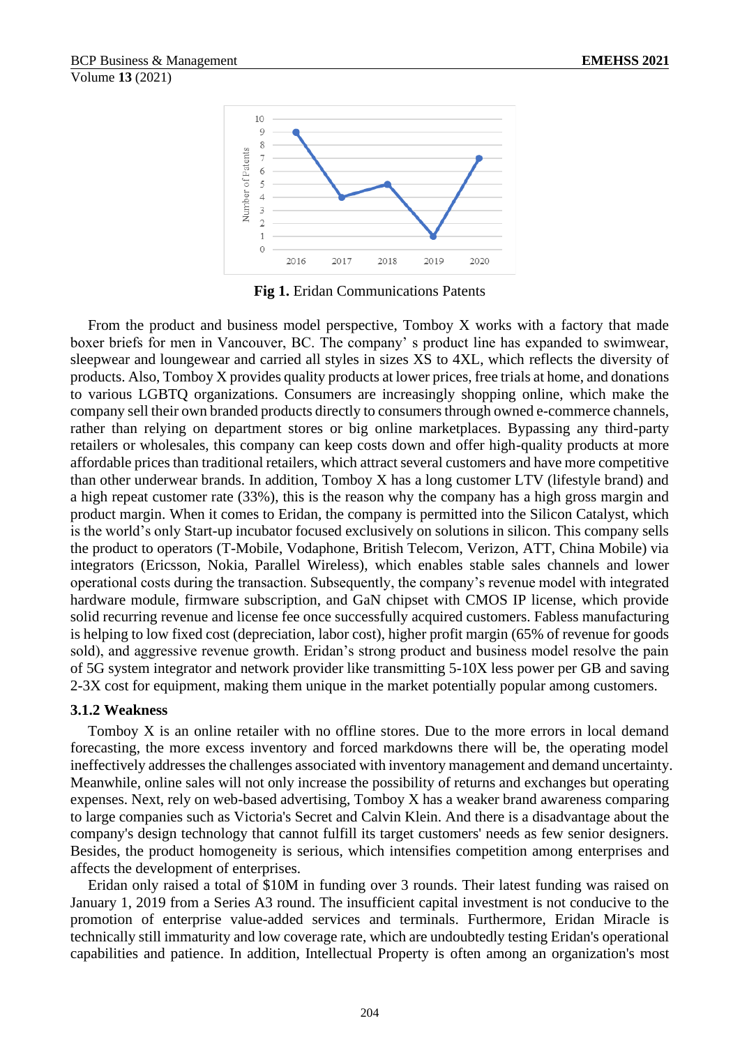Fig 1. Eridan Communications Patents

From the product and business model perspective, Tomboy X works with a factory that made boxer briefs for men in Vancouver, BC. The company' s product line has expanded to swimwear, sleepwear and loungewear and carried all styles in sizes XS to 4XL, which reflects the diversity of products. Also, Tomboy X provides quality products at lower prices, free trials at home, and donations to various LGBTQ organizations. Consumers are increasingly shopping online, which make the company sell their own branded products directly to consumers through owned e-commerce channels, rather than relying on department stores or big online marketplaces. Bypassing any third-party retailers or wholesales, this company can keep costs down and offer high-quality products at more affordable prices than traditional retailers, which attract several customers and have more competitive than other underwear brands. In addition, Tomboy X has a long customer LTV (lifestyle brand) and a high repeat customer rate (33%), this is the reason why the company has a high gross margin and product margin. When it comes to Eridan, the company is permitted into the Silicon Catalyst, which is the world's only Start-up incubator focused exclusively on solutions in silicon. This company sells the product to operators (T-Mobile, Vodaphone, British Telecom, Verizon, ATT, China Mobile) via integrators (Ericsson, Nokia, Parallel Wireless), which enables stable sales channels and lower operational costs during the transaction. Subsequently, the company's revenue model with integrated hardware module, firmware subscription, and GaN chipset with CMOS IP license, which provide solid recurring revenue and license fee once successfully acquired customers. Fabless manufacturing is helping to low fixed cost (depreciation, labor cost), higher profit margin (65% of revenue for goods sold), and aggressive revenue growth. Eridan's strong product and business model resolve the pain of 5G system integrator and network provider like transmitting 5-10X less power per GB and saving 2-3X cost for equipment, making them unique in the market potentially popular among customers.

### 3.1.2 Weakness

Tomboy X is an online retailer with no offline stores. Due to the more errors in local demand forecasting, the more excess inventory and forced markdowns there will be, the operating model ineffectively addresses the challenges associated with inventory management and demand uncertainty. Meanwhile, online sales will not only increase the possibility of returns and exchanges but operating expenses. Next, rely on web-based advertising, Tomboy X has a weaker brand awareness comparing to large companies such as Victoria's Secret and Calvin Klein. And there is a disadvantage about the company's design technology that cannot fulfill its target customers' needs as few senior designers. Besides, the product homogeneity is serious, which intensifies competition among enterprises and affects the development of enterprises.

Eridan only raised a total of $10M in funding over 3 rounds. Their latest funding was raised on January 1, 2019 from a Series A3 round. The insufficient capital investment is not conducive to the promotion of enterprise value-added services and terminals. Furthermore, Eridan Miracle is technically still immaturity and low coverage rate, which are undoubtedly testing Eridan's operational capabilities and patience. In addition, Intellectual Property is often among an organization's most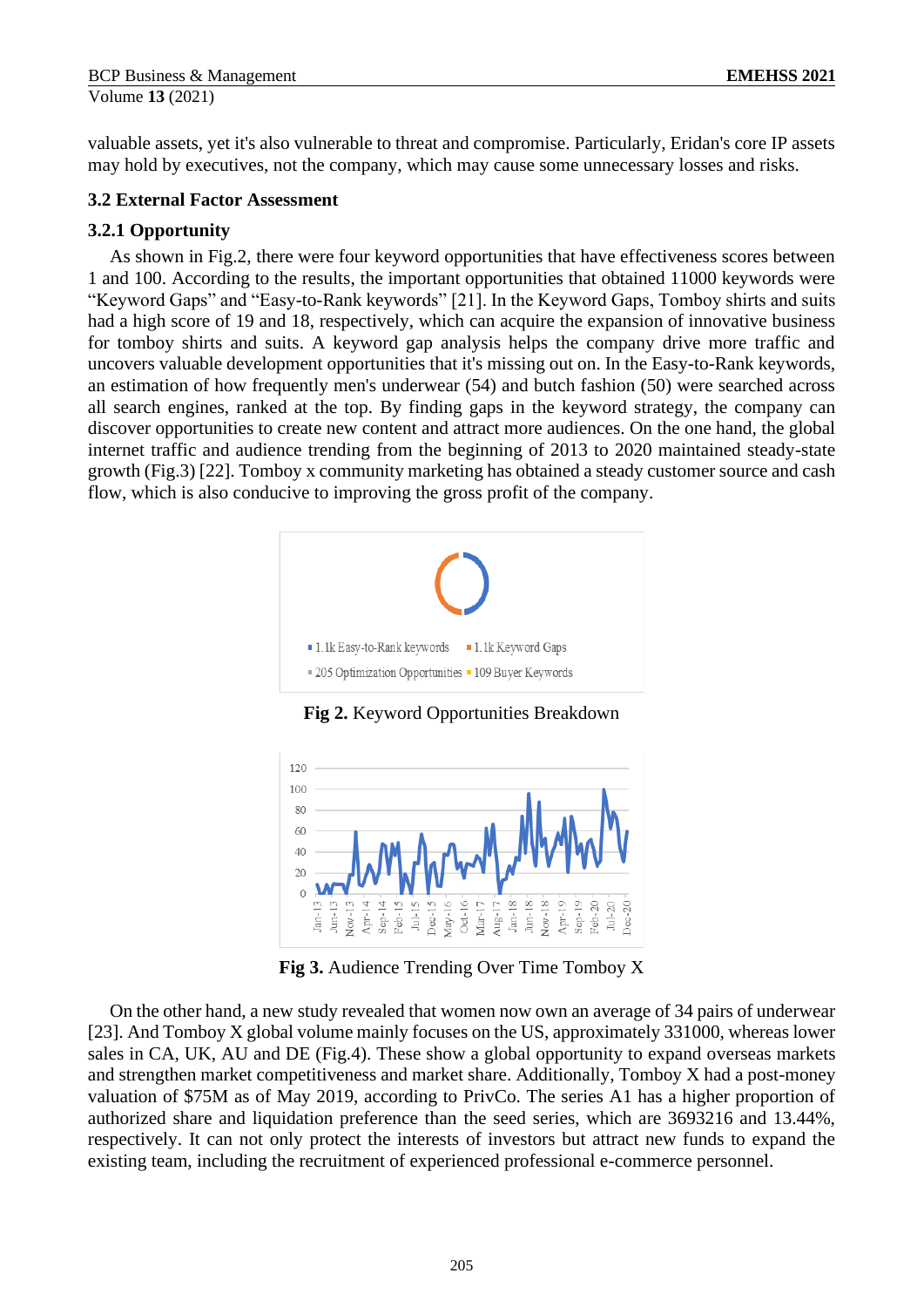valuable assets, yet it's also vulnerable to threat and compromise. Particularly, Eridan's core IP assets may hold by executives, not the company, which may cause some unnecessary losses and risks.

### 3.2 External Factor Assessment

#### 3.2.1 Opportunity

As shown in Fig.2, there were four keyword opportunities that have effectiveness scores between 1 and 100. According to the results, the important opportunities that obtained 11000 keywords were "Keyword Gaps" and "Easy-to-Rank keywords" [21]. In the Keyword Gaps, Tomboy shirts and suits had a high score of 19 and 18, respectively, which can acquire the expansion of innovative business for tomboy shirts and suits. A keyword gap analysis helps the company drive more traffic and uncovers valuable development opportunities that it's missing out on. In the Easy-to-Rank keywords, an estimation of how frequently men's underwear (54) and butch fashion (50) were searched across all search engines, ranked at the top. By finding gaps in the keyword strategy, the company can discover opportunities to create new content and attract more audiences. On the one hand, the global internet traffic and audience trending from the beginning of 2013 to 2020 maintained steady-state growth (Fig.3) [22]. Tomboy x community marketing has obtained a steady customer source and cash flow, which is also conducive to improving the gross profit of the company.

1.1k Easy-to-Rank keywords, 1.1k Keyword Gaps, 205 Optimization Opportunities, 109 Buyer Keywords

**Fig 2.** Keyword Opportunities Breakdown

**Fig 3.** Audience Trending Over Time Tomboy X

On the other hand, a new study revealed that women now own an average of 34 pairs of underwear [23]. And Tomboy X global volume mainly focuses on the US, approximately 331000, whereas lower sales in CA, UK, AU and DE (Fig.4). These show a global opportunity to expand overseas markets and strengthen market competitiveness and market share. Additionally, Tomboy X had a post-money valuation of $75M as of May 2019, according to PrivCo. The series A1 has a higher proportion of authorized share and liquidation preference than the seed series, which are 3693216 and 13.44%, respectively. It can not only protect the interests of investors but attract new funds to expand the existing team, including the recruitment of experienced professional e-commerce personnel.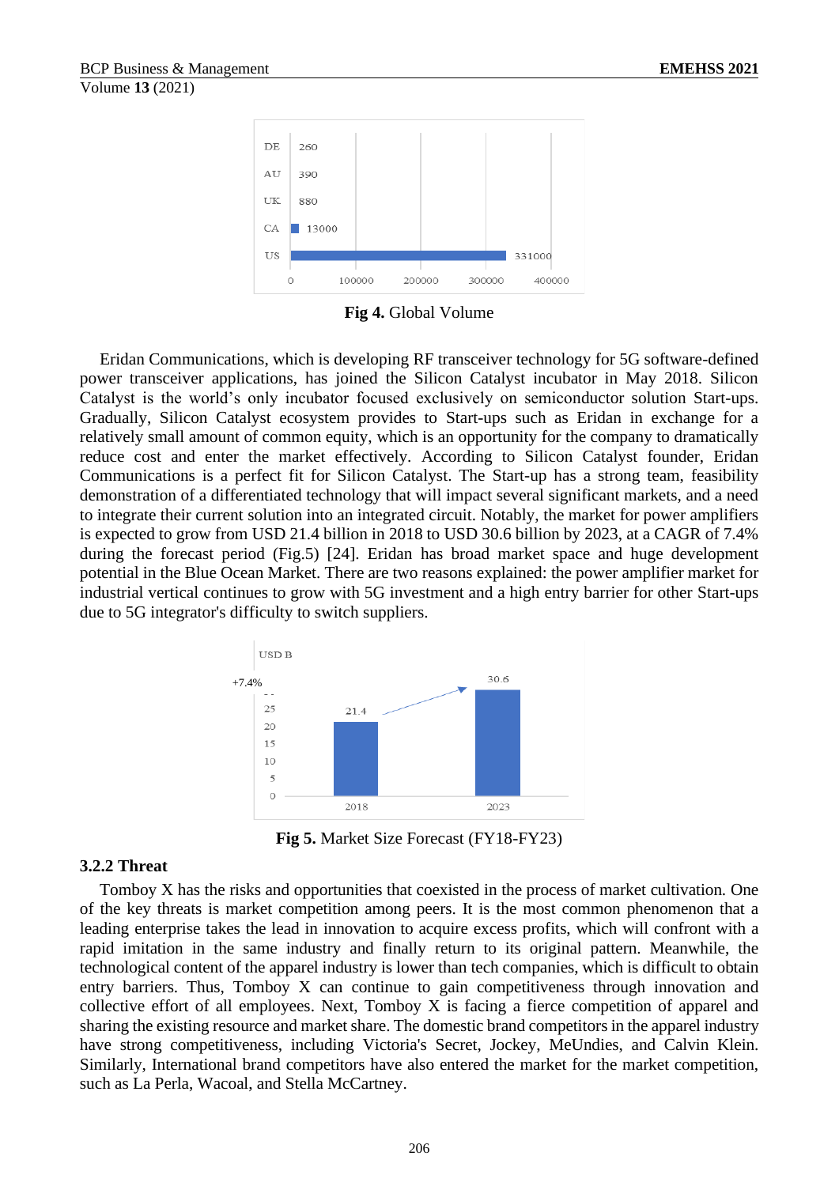Fig 4. Global Volume

Eridan Communications, which is developing RF transceiver technology for 5G software-defined power transceiver applications, has joined the Silicon Catalyst incubator in May 2018. Silicon Catalyst is the world's only incubator focused exclusively on semiconductor solution Start-ups. Gradually, Silicon Catalyst ecosystem provides to Start-ups such as Eridan in exchange for a relatively small amount of common equity, which is an opportunity for the company to dramatically reduce cost and enter the market effectively. According to Silicon Catalyst founder, Eridan Communications is a perfect fit for Silicon Catalyst. The Start-up has a strong team, feasibility demonstration of a differentiated technology that will impact several significant markets, and a need to integrate their current solution into an integrated circuit. Notably, the market for power amplifiers is expected to grow from USD 21.4 billion in 2018 to USD 30.6 billion by 2023, at a CAGR of 7.4% during the forecast period (Fig.5) [24]. Eridan has broad market space and huge development potential in the Blue Ocean Market. There are two reasons explained: the power amplifier market for industrial vertical continues to grow with 5G investment and a high entry barrier for other Start-ups due to 5G integrator's difficulty to switch suppliers.

Fig 5. Market Size Forecast (FY18-FY23)

### 3.2.2 Threat

Tomboy X has the risks and opportunities that coexisted in the process of market cultivation. One of the key threats is market competition among peers. It is the most common phenomenon that a leading enterprise takes the lead in innovation to acquire excess profits, which will confront with a rapid imitation in the same industry and finally return to its original pattern. Meanwhile, the technological content of the apparel industry is lower than tech companies, which is difficult to obtain entry barriers. Thus, Tomboy X can continue to gain competitiveness through innovation and collective effort of all employees. Next, Tomboy X is facing a fierce competition of apparel and sharing the existing resource and market share. The domestic brand competitors in the apparel industry have strong competitiveness, including Victoria's Secret, Jockey, MeUndies, and Calvin Klein. Similarly, International brand competitors have also entered the market for the market competition, such as La Perla, Wacoal, and Stella McCartney.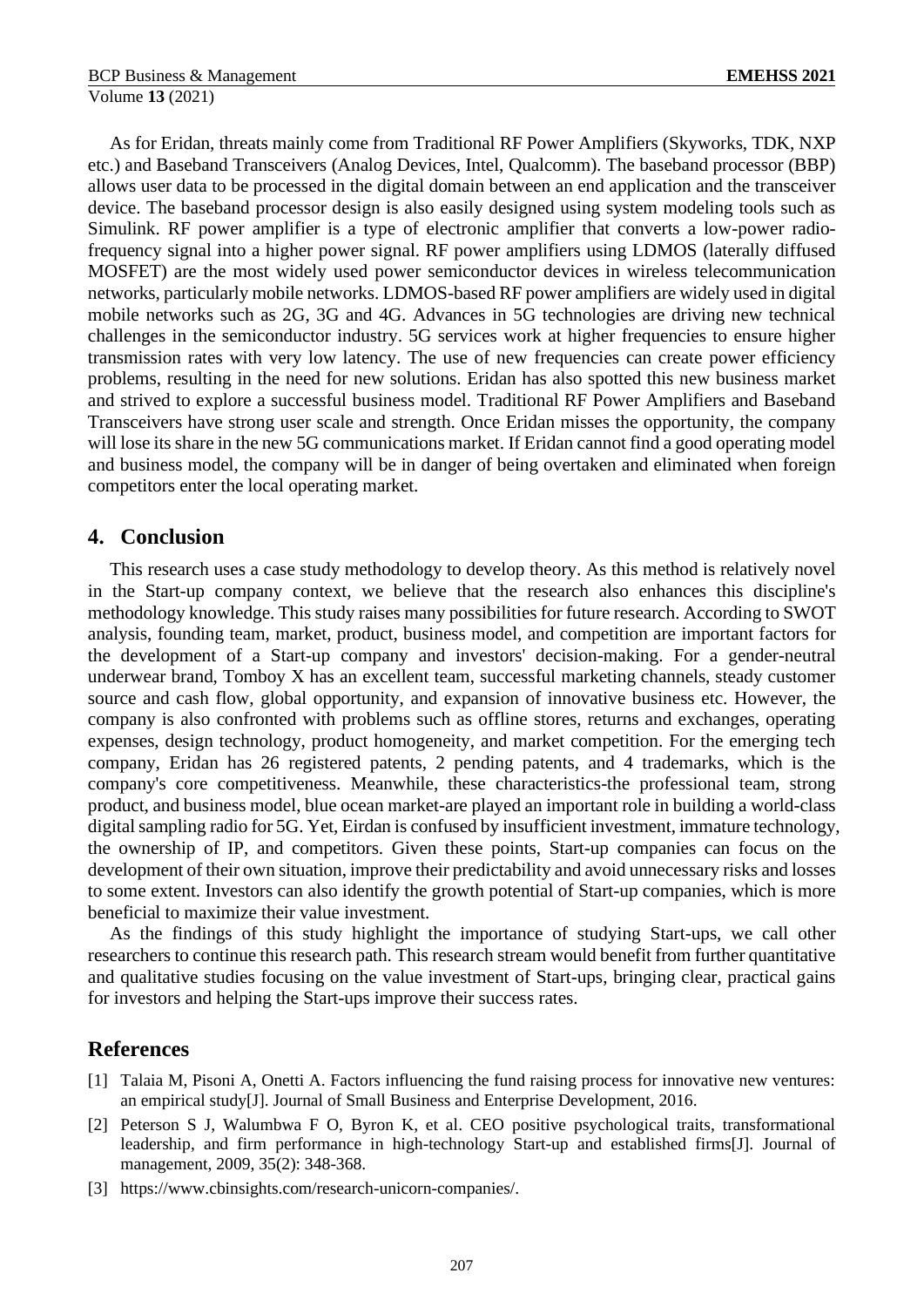As for Eridan, threats mainly come from Traditional RF Power Amplifiers (Skyworks, TDK, NXP etc.) and Baseband Transceivers (Analog Devices, Intel, Qualcomm). The baseband processor (BBP) allows user data to be processed in the digital domain between an end application and the transceiver device. The baseband processor design is also easily designed using system modeling tools such as Simulink. RF power amplifier is a type of electronic amplifier that converts a low-power radio-frequency signal into a higher power signal. RF power amplifiers using LDMOS (laterally diffused MOSFET) are the most widely used power semiconductor devices in wireless telecommunication networks, particularly mobile networks. LDMOS-based RF power amplifiers are widely used in digital mobile networks such as 2G, 3G and 4G. Advances in 5G technologies are driving new technical challenges in the semiconductor industry. 5G services work at higher frequencies to ensure higher transmission rates with very low latency. The use of new frequencies can create power efficiency problems, resulting in the need for new solutions. Eridan has also spotted this new business market and strived to explore a successful business model. Traditional RF Power Amplifiers and Baseband Transceivers have strong user scale and strength. Once Eridan misses the opportunity, the company will lose its share in the new 5G communications market. If Eridan cannot find a good operating model and business model, the company will be in danger of being overtaken and eliminated when foreign competitors enter the local operating market.

## 4. Conclusion

This research uses a case study methodology to develop theory. As this method is relatively novel in the Start-up company context, we believe that the research also enhances this discipline's methodology knowledge. This study raises many possibilities for future research. According to SWOT analysis, founding team, market, product, business model, and competition are important factors for the development of a Start-up company and investors' decision-making. For a gender-neutral underwear brand, Tomboy X has an excellent team, successful marketing channels, steady customer source and cash flow, global opportunity, and expansion of innovative business etc. However, the company is also confronted with problems such as offline stores, returns and exchanges, operating expenses, design technology, product homogeneity, and market competition. For the emerging tech company, Eridan has 26 registered patents, 2 pending patents, and 4 trademarks, which is the company's core competitiveness. Meanwhile, these characteristics-the professional team, strong product, and business model, blue ocean market-are played an important role in building a world-class digital sampling radio for 5G. Yet, Eirdan is confused by insufficient investment, immature technology, the ownership of IP, and competitors. Given these points, Start-up companies can focus on the development of their own situation, improve their predictability and avoid unnecessary risks and losses to some extent. Investors can also identify the growth potential of Start-up companies, which is more beneficial to maximize their value investment.

As the findings of this study highlight the importance of studying Start-ups, we call other researchers to continue this research path. This research stream would benefit from further quantitative and qualitative studies focusing on the value investment of Start-ups, bringing clear, practical gains for investors and helping the Start-ups improve their success rates.

## References

[1] Talaia M, Pisoni A, Onetti A. Factors influencing the fund raising process for innovative new ventures: an empirical study[J]. Journal of Small Business and Enterprise Development, 2016.

[2] Peterson S J, Walumbwa F O, Byron K, et al. CEO positive psychological traits, transformational leadership, and firm performance in high-technology Start-up and established firms[J]. Journal of management, 2009, 35(2): 348-368.

[3] https://www.cbinsights.com/research-unicorn-companies/.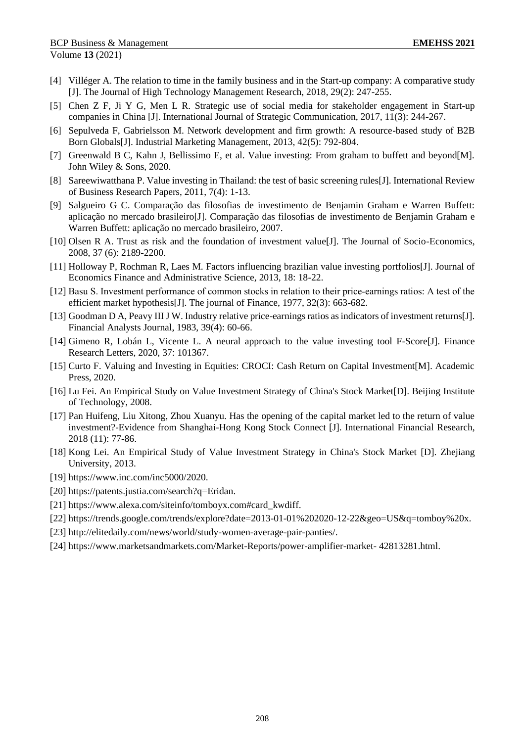[4] Villéger A. The relation to time in the family business and in the Start-up company: A comparative study [J]. The Journal of High Technology Management Research, 2018, 29(2): 247-255.

[5] Chen Z F, Ji Y G, Men L R. Strategic use of social media for stakeholder engagement in Start-up companies in China [J]. International Journal of Strategic Communication, 2017, 11(3): 244-267.

[6] Sepulveda F, Gabrielsson M. Network development and firm growth: A resource-based study of B2B Born Globals[J]. Industrial Marketing Management, 2013, 42(5): 792-804.

[7] Greenwald B C, Kahn J, Bellissimo E, et al. Value investing: From graham to buffett and beyond[M]. John Wiley & Sons, 2020.

[8] Sareewiwatthana P. Value investing in Thailand: the test of basic screening rules[J]. International Review of Business Research Papers, 2011, 7(4): 1-13.

[9] Salgueiro G C. Comparação das filosofias de investimento de Benjamin Graham e Warren Buffett: aplicação no mercado brasileiro[J]. Comparação das filosofias de investimento de Benjamin Graham e Warren Buffett: aplicação no mercado brasileiro, 2007.

[10] Olsen R A. Trust as risk and the foundation of investment value[J]. The Journal of Socio-Economics, 2008, 37 (6): 2189-2200.

[11] Holloway P, Rochman R, Laes M. Factors influencing brazilian value investing portfolios[J]. Journal of Economics Finance and Administrative Science, 2013, 18: 18-22.

[12] Basu S. Investment performance of common stocks in relation to their price-earnings ratios: A test of the efficient market hypothesis[J]. The journal of Finance, 1977, 32(3): 663-682.

[13] Goodman D A, Peavy III J W. Industry relative price-earnings ratios as indicators of investment returns[J]. Financial Analysts Journal, 1983, 39(4): 60-66.

[14] Gimeno R, Lobán L, Vicente L. A neural approach to the value investing tool F-Score[J]. Finance Research Letters, 2020, 37: 101367.

[15] Curto F. Valuing and Investing in Equities: CROCI: Cash Return on Capital Investment[M]. Academic Press, 2020.

[16] Lu Fei. An Empirical Study on Value Investment Strategy of China's Stock Market[D]. Beijing Institute of Technology, 2008.

[17] Pan Huifeng, Liu Xitong, Zhou Xuanyu. Has the opening of the capital market led to the return of value investment?-Evidence from Shanghai-Hong Kong Stock Connect [J]. International Financial Research, 2018 (11): 77-86.

[18] Kong Lei. An Empirical Study of Value Investment Strategy in China's Stock Market [D]. Zhejiang University, 2013.

[19] https://www.inc.com/inc5000/2020.

[20] https://patents.justia.com/search?q=Eridan.

[21] https://www.alexa.com/siteinfo/tomboyx.com#card_kwdiff.

[22] https://trends.google.com/trends/explore?date=2013-01-01%202020-12-22&geo=US&q=tomboy%20x.

[23] http://elitedaily.com/news/world/study-women-average-pair-panties/.

[24] https://www.marketsandmarkets.com/Market-Reports/power-amplifier-market- 42813281.html.